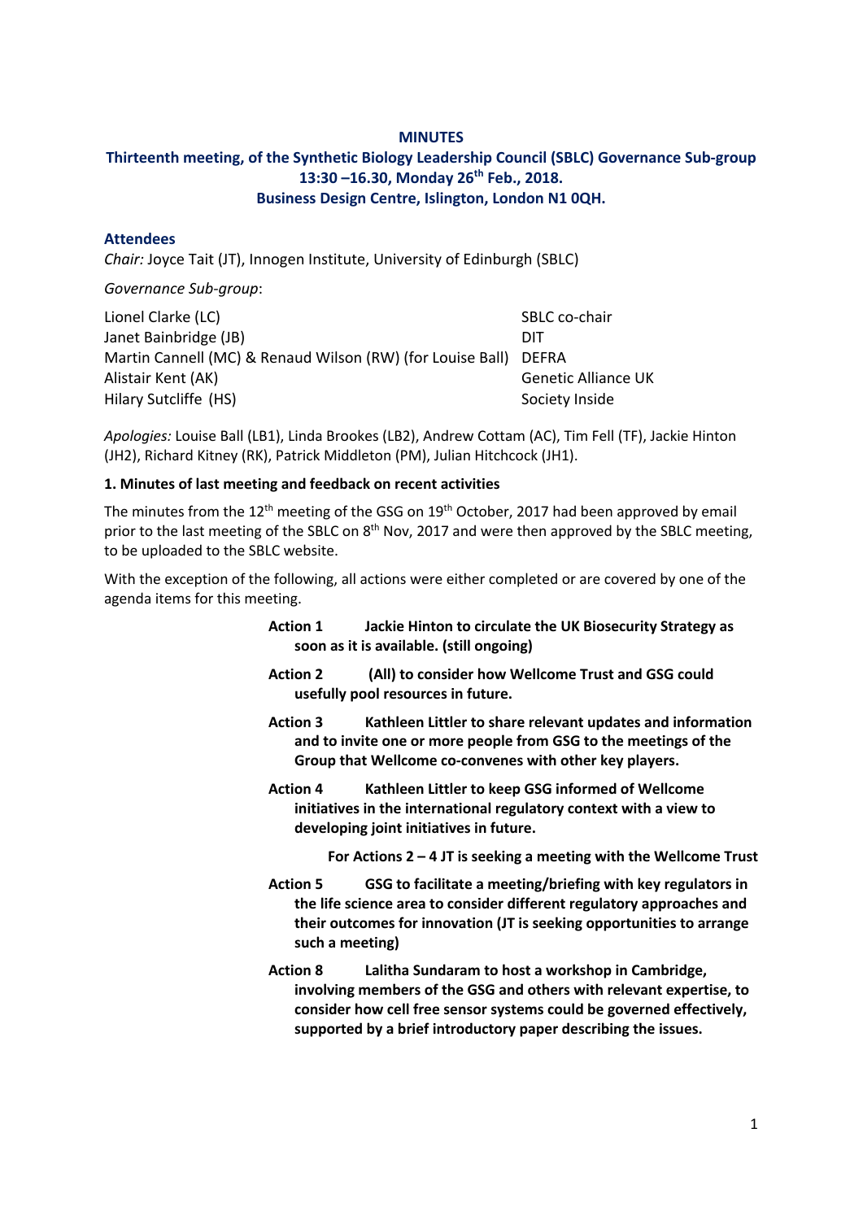**MINUTES**

**Thirteenth meeting, of the Synthetic Biology Leadership Council (SBLC) Governance Sub-group**
**13:30 –16.30, Monday 26th Feb., 2018.**
**Business Design Centre, Islington, London N1 0QH.**

## Attendees

*Chair:* Joyce Tait (JT), Innogen Institute, University of Edinburgh (SBLC)

*Governance Sub-group*:

| | |
|---|---|
| Lionel Clarke (LC) | SBLC co-chair |
| Janet Bainbridge (JB) | DIT |
| Martin Cannell (MC) & Renaud Wilson (RW) (for Louise Ball) | DEFRA |
| Alistair Kent (AK) | Genetic Alliance UK |
| Hilary Sutcliffe (HS) | Society Inside |

*Apologies:* Louise Ball (LB1), Linda Brookes (LB2), Andrew Cottam (AC), Tim Fell (TF), Jackie Hinton (JH2), Richard Kitney (RK), Patrick Middleton (PM), Julian Hitchcock (JH1).

### 1. Minutes of last meeting and feedback on recent activities

The minutes from the 12th meeting of the GSG on 19th October, 2017 had been approved by email prior to the last meeting of the SBLC on 8th Nov, 2017 and were then approved by the SBLC meeting, to be uploaded to the SBLC website.

With the exception of the following, all actions were either completed or are covered by one of the agenda items for this meeting.

> **Action 1 Jackie Hinton to circulate the UK Biosecurity Strategy as soon as it is available. (still ongoing)**
>
> **Action 2 (All) to consider how Wellcome Trust and GSG could usefully pool resources in future.**
>
> **Action 3 Kathleen Littler to share relevant updates and information and to invite one or more people from GSG to the meetings of the Group that Wellcome co-convenes with other key players.**
>
> **Action 4 Kathleen Littler to keep GSG informed of Wellcome initiatives in the international regulatory context with a view to developing joint initiatives in future.**
>
> **For Actions 2 – 4 JT is seeking a meeting with the Wellcome Trust**
>
> **Action 5 GSG to facilitate a meeting/briefing with key regulators in the life science area to consider different regulatory approaches and their outcomes for innovation (JT is seeking opportunities to arrange such a meeting)**
>
> **Action 8 Lalitha Sundaram to host a workshop in Cambridge, involving members of the GSG and others with relevant expertise, to consider how cell free sensor systems could be governed effectively, supported by a brief introductory paper describing the issues.**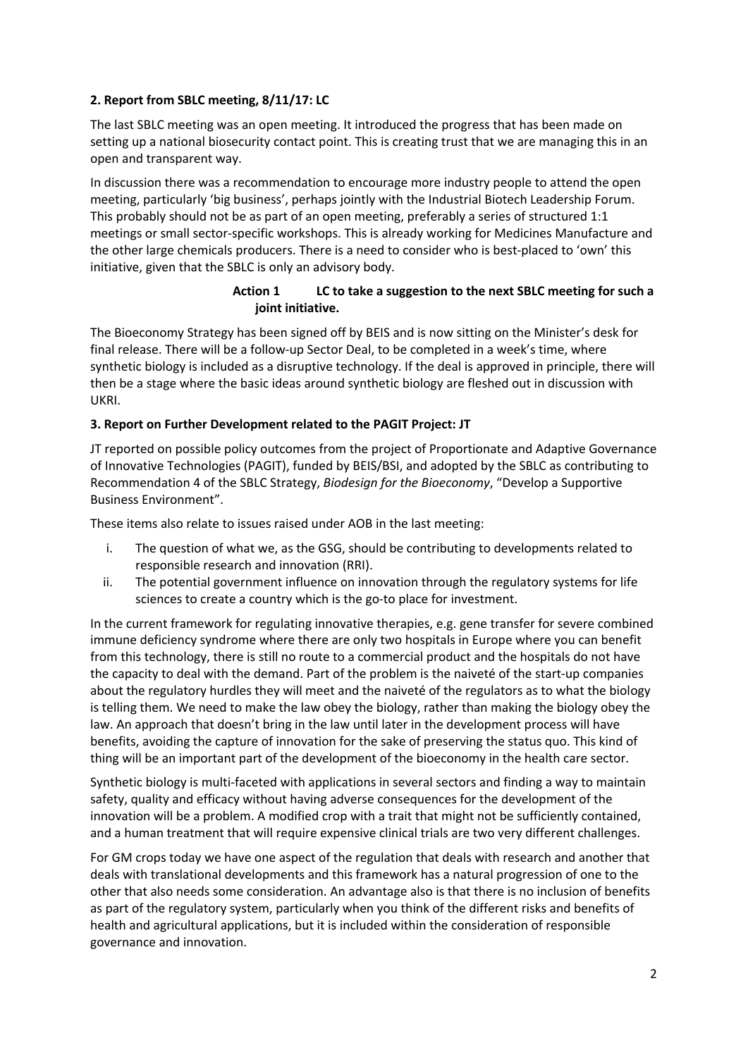**2. Report from SBLC meeting, 8/11/17: LC**

The last SBLC meeting was an open meeting. It introduced the progress that has been made on setting up a national biosecurity contact point. This is creating trust that we are managing this in an open and transparent way.

In discussion there was a recommendation to encourage more industry people to attend the open meeting, particularly 'big business', perhaps jointly with the Industrial Biotech Leadership Forum. This probably should not be as part of an open meeting, preferably a series of structured 1:1 meetings or small sector-specific workshops. This is already working for Medicines Manufacture and the other large chemicals producers. There is a need to consider who is best-placed to 'own' this initiative, given that the SBLC is only an advisory body.

> **Action 1 LC to take a suggestion to the next SBLC meeting for such a joint initiative.**

The Bioeconomy Strategy has been signed off by BEIS and is now sitting on the Minister's desk for final release. There will be a follow-up Sector Deal, to be completed in a week's time, where synthetic biology is included as a disruptive technology. If the deal is approved in principle, there will then be a stage where the basic ideas around synthetic biology are fleshed out in discussion with UKRI.

**3. Report on Further Development related to the PAGIT Project: JT**

JT reported on possible policy outcomes from the project of Proportionate and Adaptive Governance of Innovative Technologies (PAGIT), funded by BEIS/BSI, and adopted by the SBLC as contributing to Recommendation 4 of the SBLC Strategy, *Biodesign for the Bioeconomy*, "Develop a Supportive Business Environment".

These items also relate to issues raised under AOB in the last meeting:

i. The question of what we, as the GSG, should be contributing to developments related to responsible research and innovation (RRI).
ii. The potential government influence on innovation through the regulatory systems for life sciences to create a country which is the go-to place for investment.

In the current framework for regulating innovative therapies, e.g. gene transfer for severe combined immune deficiency syndrome where there are only two hospitals in Europe where you can benefit from this technology, there is still no route to a commercial product and the hospitals do not have the capacity to deal with the demand. Part of the problem is the naiveté of the start-up companies about the regulatory hurdles they will meet and the naiveté of the regulators as to what the biology is telling them. We need to make the law obey the biology, rather than making the biology obey the law. An approach that doesn't bring in the law until later in the development process will have benefits, avoiding the capture of innovation for the sake of preserving the status quo. This kind of thing will be an important part of the development of the bioeconomy in the health care sector.

Synthetic biology is multi-faceted with applications in several sectors and finding a way to maintain safety, quality and efficacy without having adverse consequences for the development of the innovation will be a problem. A modified crop with a trait that might not be sufficiently contained, and a human treatment that will require expensive clinical trials are two very different challenges.

For GM crops today we have one aspect of the regulation that deals with research and another that deals with translational developments and this framework has a natural progression of one to the other that also needs some consideration. An advantage also is that there is no inclusion of benefits as part of the regulatory system, particularly when you think of the different risks and benefits of health and agricultural applications, but it is included within the consideration of responsible governance and innovation.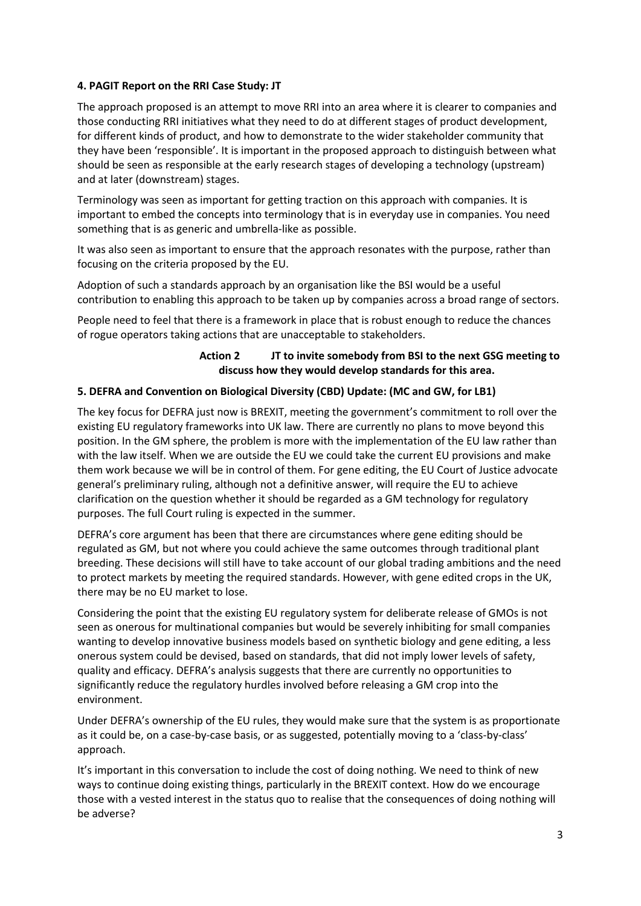**4. PAGIT Report on the RRI Case Study: JT**

The approach proposed is an attempt to move RRI into an area where it is clearer to companies and those conducting RRI initiatives what they need to do at different stages of product development, for different kinds of product, and how to demonstrate to the wider stakeholder community that they have been 'responsible'. It is important in the proposed approach to distinguish between what should be seen as responsible at the early research stages of developing a technology (upstream) and at later (downstream) stages.

Terminology was seen as important for getting traction on this approach with companies. It is important to embed the concepts into terminology that is in everyday use in companies. You need something that is as generic and umbrella-like as possible.

It was also seen as important to ensure that the approach resonates with the purpose, rather than focusing on the criteria proposed by the EU.

Adoption of such a standards approach by an organisation like the BSI would be a useful contribution to enabling this approach to be taken up by companies across a broad range of sectors.

People need to feel that there is a framework in place that is robust enough to reduce the chances of rogue operators taking actions that are unacceptable to stakeholders.

**Action 2 JT to invite somebody from BSI to the next GSG meeting to discuss how they would develop standards for this area.**

**5. DEFRA and Convention on Biological Diversity (CBD) Update: (MC and GW, for LB1)**

The key focus for DEFRA just now is BREXIT, meeting the government's commitment to roll over the existing EU regulatory frameworks into UK law. There are currently no plans to move beyond this position. In the GM sphere, the problem is more with the implementation of the EU law rather than with the law itself. When we are outside the EU we could take the current EU provisions and make them work because we will be in control of them. For gene editing, the EU Court of Justice advocate general's preliminary ruling, although not a definitive answer, will require the EU to achieve clarification on the question whether it should be regarded as a GM technology for regulatory purposes. The full Court ruling is expected in the summer.

DEFRA's core argument has been that there are circumstances where gene editing should be regulated as GM, but not where you could achieve the same outcomes through traditional plant breeding. These decisions will still have to take account of our global trading ambitions and the need to protect markets by meeting the required standards. However, with gene edited crops in the UK, there may be no EU market to lose.

Considering the point that the existing EU regulatory system for deliberate release of GMOs is not seen as onerous for multinational companies but would be severely inhibiting for small companies wanting to develop innovative business models based on synthetic biology and gene editing, a less onerous system could be devised, based on standards, that did not imply lower levels of safety, quality and efficacy. DEFRA's analysis suggests that there are currently no opportunities to significantly reduce the regulatory hurdles involved before releasing a GM crop into the environment.

Under DEFRA's ownership of the EU rules, they would make sure that the system is as proportionate as it could be, on a case-by-case basis, or as suggested, potentially moving to a 'class-by-class' approach.

It's important in this conversation to include the cost of doing nothing. We need to think of new ways to continue doing existing things, particularly in the BREXIT context. How do we encourage those with a vested interest in the status quo to realise that the consequences of doing nothing will be adverse?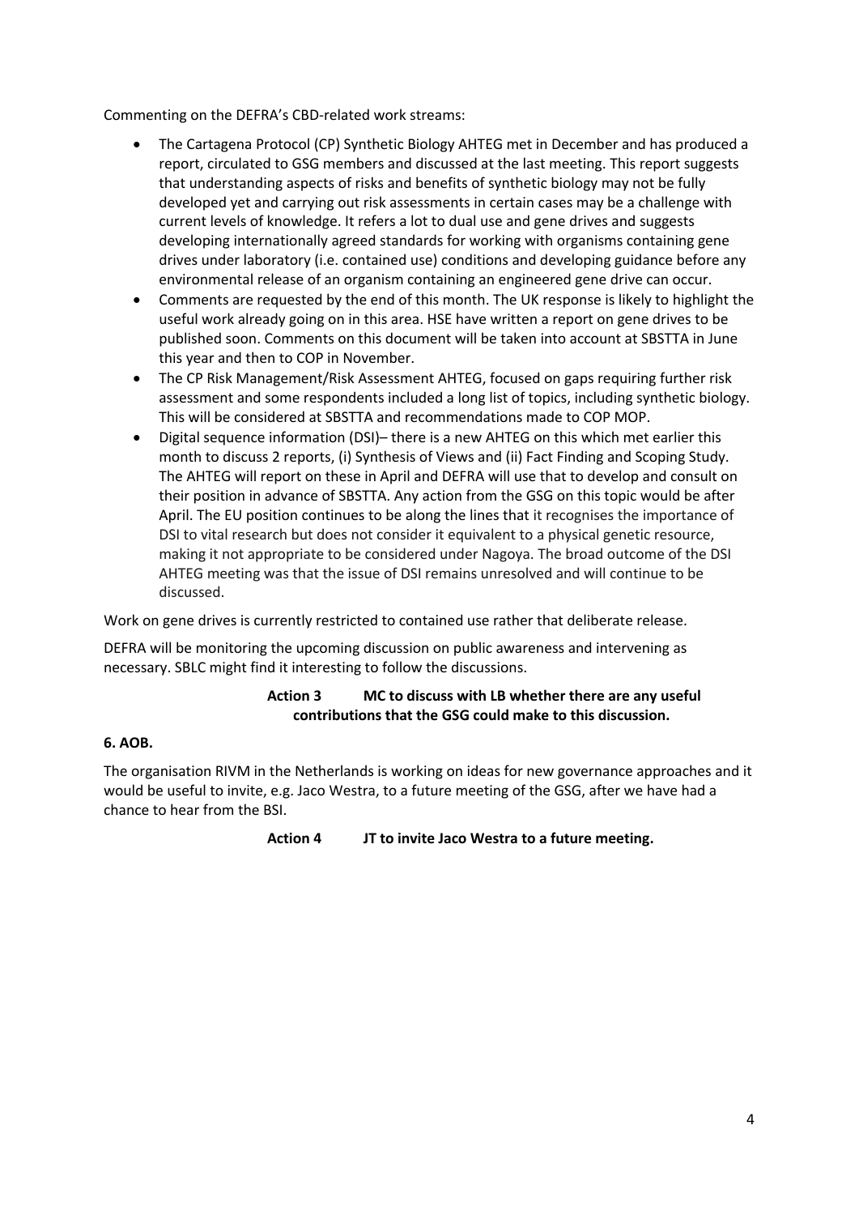Commenting on the DEFRA's CBD-related work streams:

- The Cartagena Protocol (CP) Synthetic Biology AHTEG met in December and has produced a report, circulated to GSG members and discussed at the last meeting. This report suggests that understanding aspects of risks and benefits of synthetic biology may not be fully developed yet and carrying out risk assessments in certain cases may be a challenge with current levels of knowledge. It refers a lot to dual use and gene drives and suggests developing internationally agreed standards for working with organisms containing gene drives under laboratory (i.e. contained use) conditions and developing guidance before any environmental release of an organism containing an engineered gene drive can occur.
- Comments are requested by the end of this month. The UK response is likely to highlight the useful work already going on in this area. HSE have written a report on gene drives to be published soon. Comments on this document will be taken into account at SBSTTA in June this year and then to COP in November.
- The CP Risk Management/Risk Assessment AHTEG, focused on gaps requiring further risk assessment and some respondents included a long list of topics, including synthetic biology. This will be considered at SBSTTA and recommendations made to COP MOP.
- Digital sequence information (DSI)– there is a new AHTEG on this which met earlier this month to discuss 2 reports, (i) Synthesis of Views and (ii) Fact Finding and Scoping Study. The AHTEG will report on these in April and DEFRA will use that to develop and consult on their position in advance of SBSTTA. Any action from the GSG on this topic would be after April. The EU position continues to be along the lines that it recognises the importance of DSI to vital research but does not consider it equivalent to a physical genetic resource, making it not appropriate to be considered under Nagoya. The broad outcome of the DSI AHTEG meeting was that the issue of DSI remains unresolved and will continue to be discussed.

Work on gene drives is currently restricted to contained use rather that deliberate release.

DEFRA will be monitoring the upcoming discussion on public awareness and intervening as necessary. SBLC might find it interesting to follow the discussions.

**Action 3 MC to discuss with LB whether there are any useful contributions that the GSG could make to this discussion.**

**6. AOB.**

The organisation RIVM in the Netherlands is working on ideas for new governance approaches and it would be useful to invite, e.g. Jaco Westra, to a future meeting of the GSG, after we have had a chance to hear from the BSI.

**Action 4 JT to invite Jaco Westra to a future meeting.**